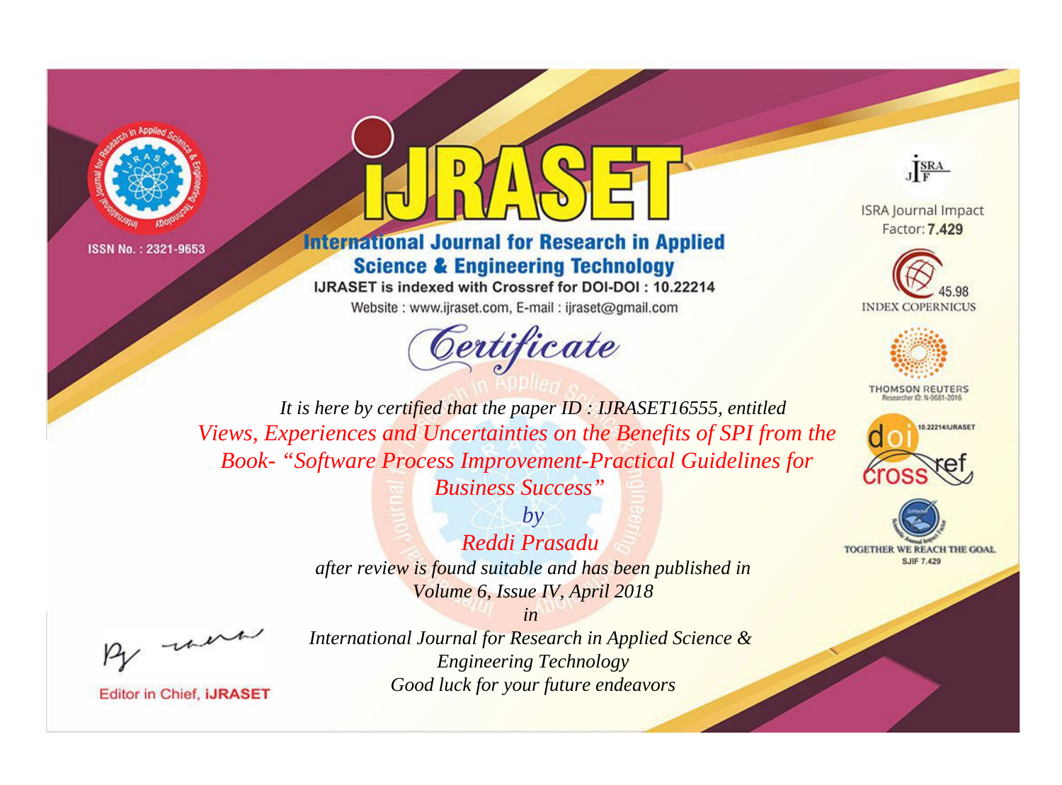ISSN No. : 2321-9653

# IJRASET

## International Journal for Research in Applied Science & Engineering Technology

IJRASET is indexed with Crossref for DOI-DOI : 10.22214

Website : www.ijraset.com, E-mail : ijraset@gmail.com

ISRA Journal Impact Factor: **7.429**

45.98 INDEX COPERNICUS

THOMSON REUTERS Researcher ID: N-9681-2016

10.22214/IJRASET

TOGETHER WE REACH THE GOAL SJIF 7.429

*Certificate*

*It is here by certified that the paper ID : IJRASET16555, entitled*

*Views, Experiences and Uncertainties on the Benefits of SPI from the Book- "Software Process Improvement-Practical Guidelines for Business Success"*

*by*

*Reddi Prasadu*

*after review is found suitable and has been published in*

*Volume 6, Issue IV, April 2018*

*in*

*International Journal for Research in Applied Science & Engineering Technology*

*Good luck for your future endeavors*

Editor in Chief, **iJRASET**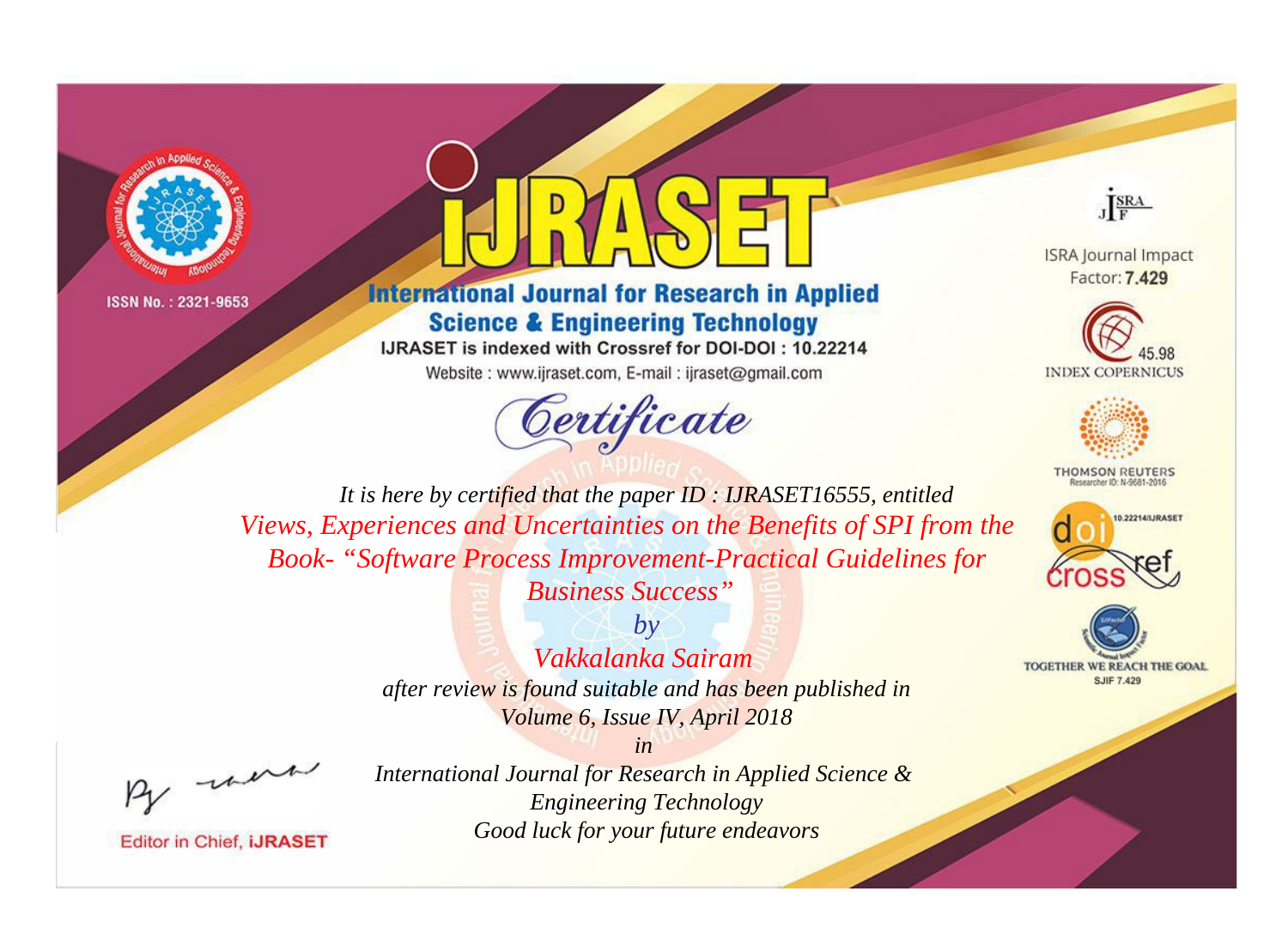ISSN No. : 2321-9653

# iJRASET

## International Journal for Research in Applied Science & Engineering Technology

IJRASET is indexed with Crossref for DOI-DOI : 10.22214

Website : www.ijraset.com, E-mail : ijraset@gmail.com

# *Certificate*

*It is here by certified that the paper ID : IJRASET16555, entitled*

*Views, Experiences and Uncertainties on the Benefits of SPI from the Book- "Software Process Improvement-Practical Guidelines for Business Success"*

*by*

*Vakkalanka Sairam*

*after review is found suitable and has been published in*

*Volume 6, Issue IV, April 2018*

*in*

*International Journal for Research in Applied Science & Engineering Technology*

*Good luck for your future endeavors*

Editor in Chief, iJRASET

ISRA Journal Impact Factor: **7.429**

45.98 INDEX COPERNICUS

THOMSON REUTERS Researcher ID: N-9681-2016

10.22214/IJRASET

TOGETHER WE REACH THE GOAL SJIF 7.429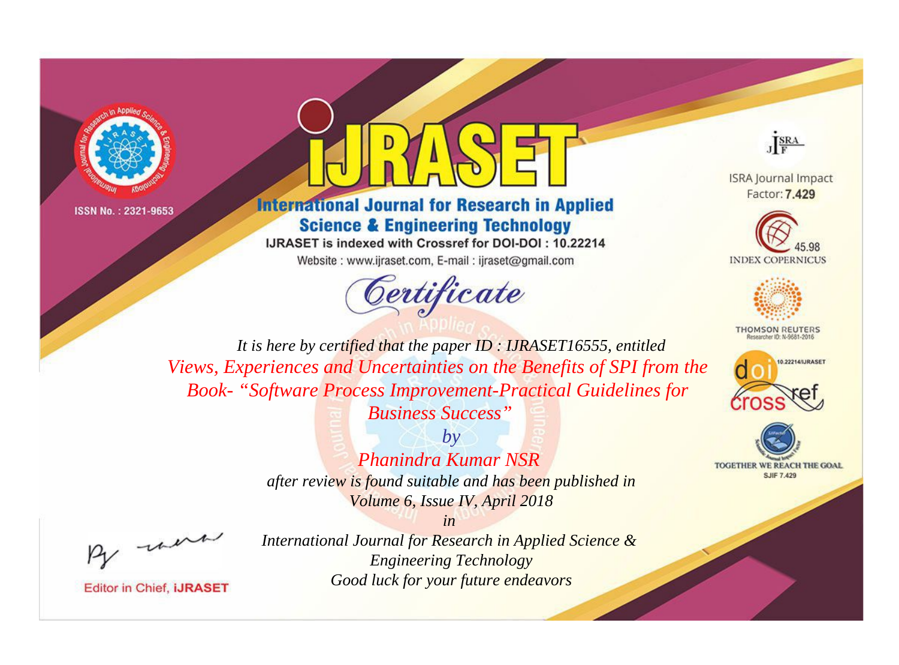ISSN No. : 2321-9653

# IJRASET

## International Journal for Research in Applied Science & Engineering Technology

IJRASET is indexed with Crossref for DOI-DOI : 10.22214

Website : www.ijraset.com, E-mail : ijraset@gmail.com

## *Certificate*

*It is here by certified that the paper ID : IJRASET16555, entitled*

*Views, Experiences and Uncertainties on the Benefits of SPI from the Book- "Software Process Improvement-Practical Guidelines for Business Success"*

*by*

*Phanindra Kumar NSR*

*after review is found suitable and has been published in*

*Volume 6, Issue IV, April 2018*

*in*

*International Journal for Research in Applied Science & Engineering Technology*

*Good luck for your future endeavors*

Editor in Chief, IJRASET

ISRA Journal Impact Factor: **7.429**

45.98 INDEX COPERNICUS

THOMSON REUTERS Researcher ID: N-9681-2016

10.22214/IJRASET

TOGETHER WE REACH THE GOAL SJIF 7.429